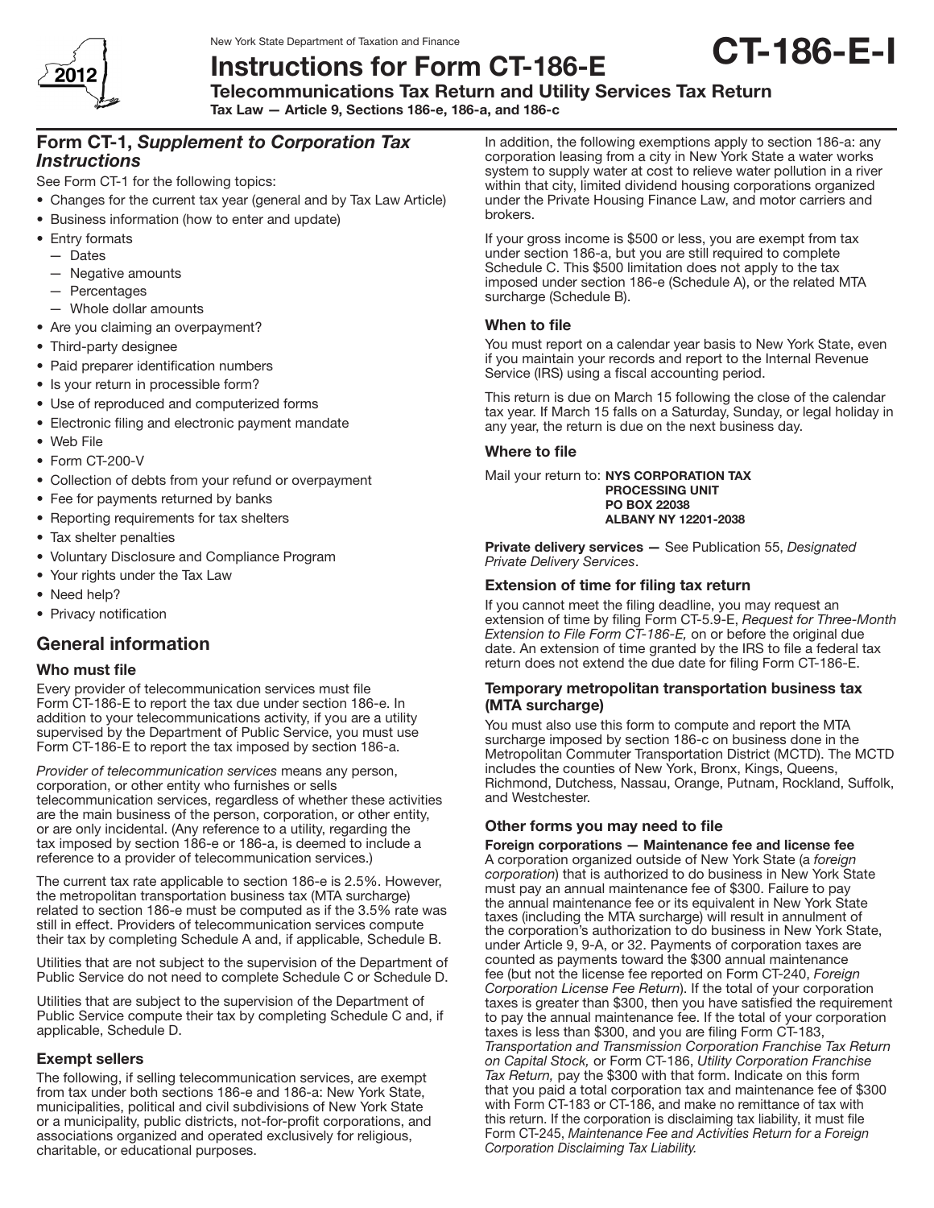New York State Department of Taxation and Finance

# Instructions for Form CT-186-E

**CT-186-E-I**

## Telecommunications Tax Return and Utility Services Tax Return

**Tax Law — Article 9, Sections 186-e, 186-a, and 186-c**

## Form CT-1, *Supplement to Corporation Tax Instructions*

See Form CT-1 for the following topics:

- Changes for the current tax year (general and by Tax Law Article)
- Business information (how to enter and update)
- Entry formats
  - Dates
  - Negative amounts
  - Percentages
  - Whole dollar amounts
- Are you claiming an overpayment?
- Third-party designee
- Paid preparer identification numbers
- Is your return in processible form?
- Use of reproduced and computerized forms
- Electronic filing and electronic payment mandate
- Web File
- Form CT-200-V
- Collection of debts from your refund or overpayment
- Fee for payments returned by banks
- Reporting requirements for tax shelters
- Tax shelter penalties
- Voluntary Disclosure and Compliance Program
- Your rights under the Tax Law
- Need help?
- Privacy notification

## General information

### Who must file

Every provider of telecommunication services must file Form CT-186-E to report the tax due under section 186-e. In addition to your telecommunications activity, if you are a utility supervised by the Department of Public Service, you must use Form CT-186-E to report the tax imposed by section 186-a.

*Provider of telecommunication services* means any person, corporation, or other entity who furnishes or sells telecommunication services, regardless of whether these activities are the main business of the person, corporation, or other entity, or are only incidental. (Any reference to a utility, regarding the tax imposed by section 186-e or 186-a, is deemed to include a reference to a provider of telecommunication services.)

The current tax rate applicable to section 186-e is 2.5%. However, the metropolitan transportation business tax (MTA surcharge) related to section 186-e must be computed as if the 3.5% rate was still in effect. Providers of telecommunication services compute their tax by completing Schedule A and, if applicable, Schedule B.

Utilities that are not subject to the supervision of the Department of Public Service do not need to complete Schedule C or Schedule D.

Utilities that are subject to the supervision of the Department of Public Service compute their tax by completing Schedule C and, if applicable, Schedule D.

### Exempt sellers

The following, if selling telecommunication services, are exempt from tax under both sections 186-e and 186-a: New York State, municipalities, political and civil subdivisions of New York State or a municipality, public districts, not-for-profit corporations, and associations organized and operated exclusively for religious, charitable, or educational purposes.

In addition, the following exemptions apply to section 186-a: any corporation leasing from a city in New York State a water works system to supply water at cost to relieve water pollution in a river within that city, limited dividend housing corporations organized under the Private Housing Finance Law, and motor carriers and brokers.

If your gross income is $500 or less, you are exempt from tax under section 186-a, but you are still required to complete Schedule C. This $500 limitation does not apply to the tax imposed under section 186-e (Schedule A), or the related MTA surcharge (Schedule B).

### When to file

You must report on a calendar year basis to New York State, even if you maintain your records and report to the Internal Revenue Service (IRS) using a fiscal accounting period.

This return is due on March 15 following the close of the calendar tax year. If March 15 falls on a Saturday, Sunday, or legal holiday in any year, the return is due on the next business day.

### Where to file

Mail your return to: **NYS CORPORATION TAX PROCESSING UNIT PO BOX 22038 ALBANY NY 12201-2038**

**Private delivery services —** See Publication 55, *Designated Private Delivery Services*.

### Extension of time for filing tax return

If you cannot meet the filing deadline, you may request an extension of time by filing Form CT-5.9-E, *Request for Three-Month Extension to File Form CT-186-E,* on or before the original due date. An extension of time granted by the IRS to file a federal tax return does not extend the due date for filing Form CT-186-E.

### Temporary metropolitan transportation business tax (MTA surcharge)

You must also use this form to compute and report the MTA surcharge imposed by section 186-c on business done in the Metropolitan Commuter Transportation District (MCTD). The MCTD includes the counties of New York, Bronx, Kings, Queens, Richmond, Dutchess, Nassau, Orange, Putnam, Rockland, Suffolk, and Westchester.

### Other forms you may need to file

**Foreign corporations — Maintenance fee and license fee**
A corporation organized outside of New York State (a *foreign corporation*) that is authorized to do business in New York State must pay an annual maintenance fee of $300. Failure to pay the annual maintenance fee or its equivalent in New York State taxes (including the MTA surcharge) will result in annulment of the corporation's authorization to do business in New York State, under Article 9, 9-A, or 32. Payments of corporation taxes are counted as payments toward the $300 annual maintenance fee (but not the license fee reported on Form CT-240, *Foreign Corporation License Fee Return*). If the total of your corporation taxes is greater than $300, then you have satisfied the requirement to pay the annual maintenance fee. If the total of your corporation taxes is less than $300, and you are filing Form CT-183, *Transportation and Transmission Corporation Franchise Tax Return on Capital Stock,* or Form CT-186, *Utility Corporation Franchise Tax Return,* pay the $300 with that form. Indicate on this form that you paid a total corporation tax and maintenance fee of $300 with Form CT-183 or CT-186, and make no remittance of tax with this return. If the corporation is disclaiming tax liability, it must file Form CT-245, *Maintenance Fee and Activities Return for a Foreign Corporation Disclaiming Tax Liability.*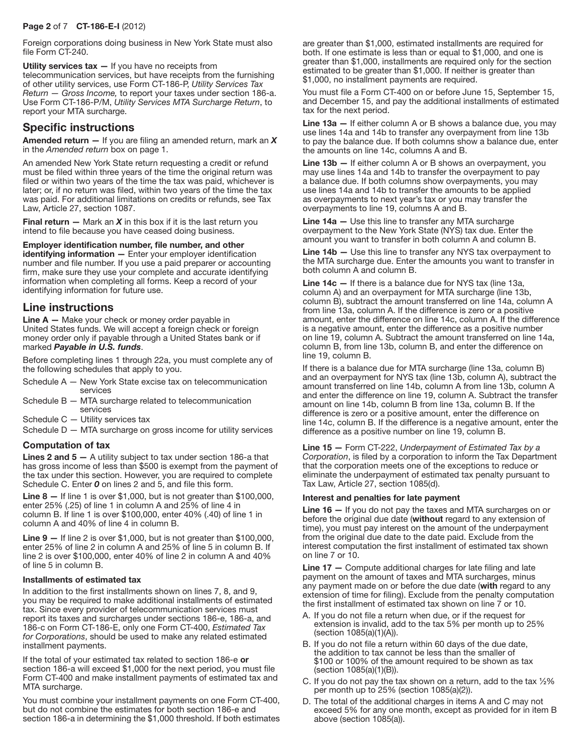Foreign corporations doing business in New York State must also file Form CT-240.

**Utility services tax —** If you have no receipts from telecommunication services, but have receipts from the furnishing of other utility services, use Form CT-186-P, *Utility Services Tax Return — Gross Income,* to report your taxes under section 186-a. Use Form CT-186-P/M, *Utility Services MTA Surcharge Return*, to report your MTA surcharge.

## Specific instructions

**Amended return —** If you are filing an amended return, mark an ***X*** in the *Amended return* box on page 1.

An amended New York State return requesting a credit or refund must be filed within three years of the time the original return was filed or within two years of the time the tax was paid, whichever is later; or, if no return was filed, within two years of the time the tax was paid. For additional limitations on credits or refunds, see Tax Law, Article 27, section 1087.

**Final return —** Mark an ***X*** in this box if it is the last return you intend to file because you have ceased doing business.

**Employer identification number, file number, and other identifying information —** Enter your employer identification number and file number. If you use a paid preparer or accounting firm, make sure they use your complete and accurate identifying information when completing all forms. Keep a record of your identifying information for future use.

## Line instructions

**Line A —** Make your check or money order payable in United States funds. We will accept a foreign check or foreign money order only if payable through a United States bank or if marked ***Payable in U.S. funds***.

Before completing lines 1 through 22a, you must complete any of the following schedules that apply to you.

- Schedule A — New York State excise tax on telecommunication services
- Schedule B — MTA surcharge related to telecommunication services
- Schedule C — Utility services tax
- Schedule D — MTA surcharge on gross income for utility services

### Computation of tax

**Lines 2 and 5 —** A utility subject to tax under section 186-a that has gross income of less than $500 is exempt from the payment of the tax under this section. However, you are required to complete Schedule C. Enter ***0*** on lines 2 and 5, and file this form.

**Line 8 —** If line 1 is over $1,000, but is not greater than $100,000, enter 25% (.25) of line 1 in column A and 25% of line 4 in column B. If line 1 is over $100,000, enter 40% (.40) of line 1 in column A and 40% of line 4 in column B.

**Line 9 —** If line 2 is over $1,000, but is not greater than $100,000, enter 25% of line 2 in column A and 25% of line 5 in column B. If line 2 is over $100,000, enter 40% of line 2 in column A and 40% of line 5 in column B.

### Installments of estimated tax

In addition to the first installments shown on lines 7, 8, and 9, you may be required to make additional installments of estimated tax. Since every provider of telecommunication services must report its taxes and surcharges under sections 186-e, 186-a, and 186-c on Form CT-186-E, only one Form CT-400, *Estimated Tax for Corporations*, should be used to make any related estimated installment payments.

If the total of your estimated tax related to section 186-e **or** section 186-a will exceed $1,000 for the next period, you must file Form CT-400 and make installment payments of estimated tax and MTA surcharge.

You must combine your installment payments on one Form CT-400, but do not combine the estimates for both section 186-e and section 186-a in determining the $1,000 threshold. If both estimates are greater than $1,000, estimated installments are required for both. If one estimate is less than or equal to $1,000, and one is greater than $1,000, installments are required only for the section estimated to be greater than $1,000. If neither is greater than $1,000, no installment payments are required.

You must file a Form CT-400 on or before June 15, September 15, and December 15, and pay the additional installments of estimated tax for the next period.

**Line 13a —** If either column A or B shows a balance due, you may use lines 14a and 14b to transfer any overpayment from line 13b to pay the balance due. If both columns show a balance due, enter the amounts on line 14c, columns A and B.

**Line 13b —** If either column A or B shows an overpayment, you may use lines 14a and 14b to transfer the overpayment to pay a balance due. If both columns show overpayments, you may use lines 14a and 14b to transfer the amounts to be applied as overpayments to next year's tax or you may transfer the overpayments to line 19, columns A and B.

**Line 14a —** Use this line to transfer any MTA surcharge overpayment to the New York State (NYS) tax due. Enter the amount you want to transfer in both column A and column B.

**Line 14b —** Use this line to transfer any NYS tax overpayment to the MTA surcharge due. Enter the amounts you want to transfer in both column A and column B.

**Line 14c —** If there is a balance due for NYS tax (line 13a, column A) and an overpayment for MTA surcharge (line 13b, column B), subtract the amount transferred on line 14a, column A from line 13a, column A. If the difference is zero or a positive amount, enter the difference on line 14c, column A. If the difference is a negative amount, enter the difference as a positive number on line 19, column A. Subtract the amount transferred on line 14a, column B, from line 13b, column B, and enter the difference on line 19, column B.

If there is a balance due for MTA surcharge (line 13a, column B) and an overpayment for NYS tax (line 13b, column A), subtract the amount transferred on line 14b, column A from line 13b, column A and enter the difference on line 19, column A. Subtract the transfer amount on line 14b, column B from line 13a, column B. If the difference is zero or a positive amount, enter the difference on line 14c, column B. If the difference is a negative amount, enter the difference as a positive number on line 19, column B.

**Line 15 —** Form CT-222, *Underpayment of Estimated Tax by a Corporation*, is filed by a corporation to inform the Tax Department that the corporation meets one of the exceptions to reduce or eliminate the underpayment of estimated tax penalty pursuant to Tax Law, Article 27, section 1085(d).

### Interest and penalties for late payment

**Line 16 —** If you do not pay the taxes and MTA surcharges on or before the original due date (**without** regard to any extension of time), you must pay interest on the amount of the underpayment from the original due date to the date paid. Exclude from the interest computation the first installment of estimated tax shown on line 7 or 10.

**Line 17 —** Compute additional charges for late filing and late payment on the amount of taxes and MTA surcharges, minus any payment made on or before the due date (**with** regard to any extension of time for filing). Exclude from the penalty computation the first installment of estimated tax shown on line 7 or 10.

A. If you do not file a return when due, or if the request for extension is invalid, add to the tax 5% per month up to 25% (section 1085(a)(1)(A)).
B. If you do not file a return within 60 days of the due date, the addition to tax cannot be less than the smaller of $100 or 100% of the amount required to be shown as tax (section 1085(a)(1)(B)).
C. If you do not pay the tax shown on a return, add to the tax ½% per month up to 25% (section 1085(a)(2)).
D. The total of the additional charges in items A and C may not exceed 5% for any one month, except as provided for in item B above (section 1085(a)).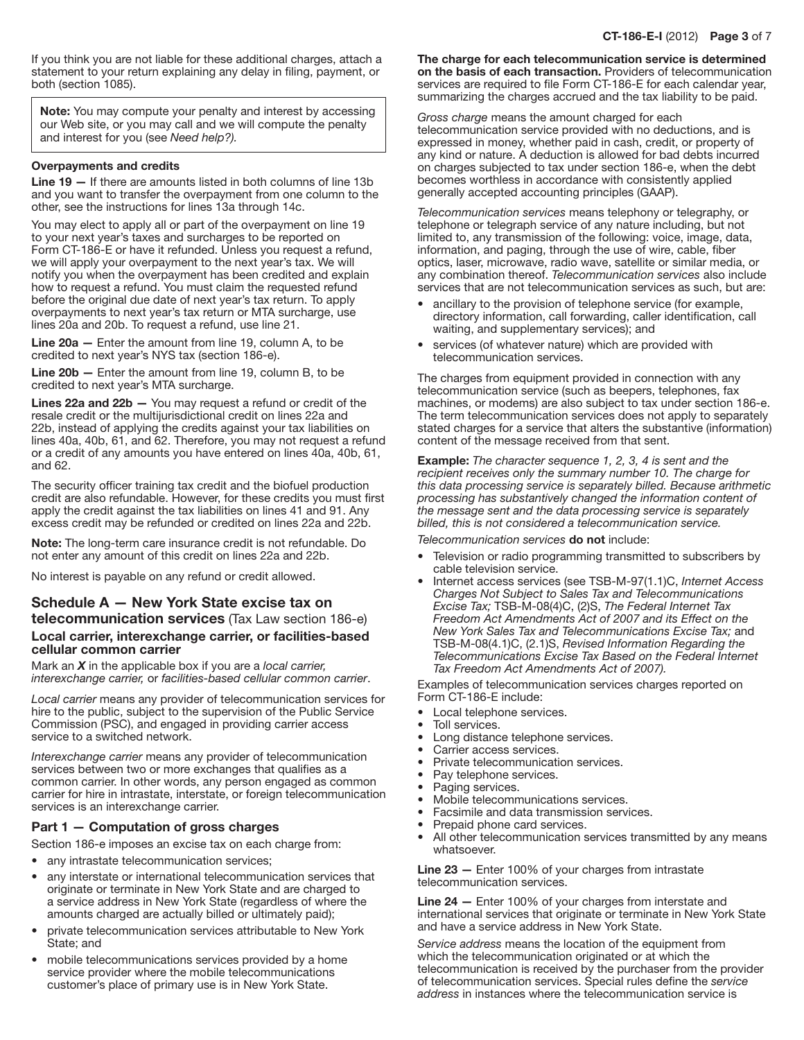If you think you are not liable for these additional charges, attach a statement to your return explaining any delay in filing, payment, or both (section 1085).

> **Note:** You may compute your penalty and interest by accessing our Web site, or you may call and we will compute the penalty and interest for you (see *Need help?).*

#### Overpayments and credits

**Line 19 —** If there are amounts listed in both columns of line 13b and you want to transfer the overpayment from one column to the other, see the instructions for lines 13a through 14c.

You may elect to apply all or part of the overpayment on line 19 to your next year's taxes and surcharges to be reported on Form CT-186-E or have it refunded. Unless you request a refund, we will apply your overpayment to the next year's tax. We will notify you when the overpayment has been credited and explain how to request a refund. You must claim the requested refund before the original due date of next year's tax return. To apply overpayments to next year's tax return or MTA surcharge, use lines 20a and 20b. To request a refund, use line 21.

**Line 20a —** Enter the amount from line 19, column A, to be credited to next year's NYS tax (section 186-e).

**Line 20b —** Enter the amount from line 19, column B, to be credited to next year's MTA surcharge.

**Lines 22a and 22b —** You may request a refund or credit of the resale credit or the multijurisdictional credit on lines 22a and 22b, instead of applying the credits against your tax liabilities on lines 40a, 40b, 61, and 62. Therefore, you may not request a refund or a credit of any amounts you have entered on lines 40a, 40b, 61, and 62.

The security officer training tax credit and the biofuel production credit are also refundable. However, for these credits you must first apply the credit against the tax liabilities on lines 41 and 91. Any excess credit may be refunded or credited on lines 22a and 22b.

**Note:** The long-term care insurance credit is not refundable. Do not enter any amount of this credit on lines 22a and 22b.

No interest is payable on any refund or credit allowed.

## Schedule A — New York State excise tax on telecommunication services (Tax Law section 186-e)

### Local carrier, interexchange carrier, or facilities-based cellular common carrier

Mark an ***X*** in the applicable box if you are a *local carrier, interexchange carrier,* or *facilities-based cellular common carrier*.

*Local carrier* means any provider of telecommunication services for hire to the public, subject to the supervision of the Public Service Commission (PSC), and engaged in providing carrier access service to a switched network.

*Interexchange carrier* means any provider of telecommunication services between two or more exchanges that qualifies as a common carrier. In other words, any person engaged as common carrier for hire in intrastate, interstate, or foreign telecommunication services is an interexchange carrier.

### Part 1 — Computation of gross charges

Section 186-e imposes an excise tax on each charge from:

- any intrastate telecommunication services;
- any interstate or international telecommunication services that originate or terminate in New York State and are charged to a service address in New York State (regardless of where the amounts charged are actually billed or ultimately paid);
- private telecommunication services attributable to New York State; and
- mobile telecommunications services provided by a home service provider where the mobile telecommunications customer's place of primary use is in New York State.

**The charge for each telecommunication service is determined on the basis of each transaction.** Providers of telecommunication services are required to file Form CT-186-E for each calendar year, summarizing the charges accrued and the tax liability to be paid.

*Gross charge* means the amount charged for each telecommunication service provided with no deductions, and is expressed in money, whether paid in cash, credit, or property of any kind or nature. A deduction is allowed for bad debts incurred on charges subjected to tax under section 186-e, when the debt becomes worthless in accordance with consistently applied generally accepted accounting principles (GAAP).

*Telecommunication services* means telephony or telegraphy, or telephone or telegraph service of any nature including, but not limited to, any transmission of the following: voice, image, data, information, and paging, through the use of wire, cable, fiber optics, laser, microwave, radio wave, satellite or similar media, or any combination thereof. *Telecommunication services* also include services that are not telecommunication services as such, but are:

- ancillary to the provision of telephone service (for example, directory information, call forwarding, caller identification, call waiting, and supplementary services); and
- services (of whatever nature) which are provided with telecommunication services.

The charges from equipment provided in connection with any telecommunication service (such as beepers, telephones, fax machines, or modems) are also subject to tax under section 186-e. The term telecommunication services does not apply to separately stated charges for a service that alters the substantive (information) content of the message received from that sent.

**Example:** *The character sequence 1, 2, 3, 4 is sent and the recipient receives only the summary number 10. The charge for this data processing service is separately billed. Because arithmetic processing has substantively changed the information content of the message sent and the data processing service is separately billed, this is not considered a telecommunication service.*

*Telecommunication services* **do not** include:

- Television or radio programming transmitted to subscribers by cable television service.
- Internet access services (see TSB-M-97(1.1)C, *Internet Access Charges Not Subject to Sales Tax and Telecommunications Excise Tax;* TSB-M-08(4)C, (2)S, *The Federal Internet Tax Freedom Act Amendments Act of 2007 and its Effect on the New York Sales Tax and Telecommunications Excise Tax;* and TSB-M-08(4.1)C, (2.1)S, *Revised Information Regarding the Telecommunications Excise Tax Based on the Federal Internet Tax Freedom Act Amendments Act of 2007).*

Examples of telecommunication services charges reported on Form CT-186-E include:

- Local telephone services.
- Toll services.
- Long distance telephone services.
- Carrier access services.
- Private telecommunication services.
- Pay telephone services.
- Paging services.
- Mobile telecommunications services.
- Facsimile and data transmission services.
- Prepaid phone card services.
- All other telecommunication services transmitted by any means whatsoever.

**Line 23 —** Enter 100% of your charges from intrastate telecommunication services.

**Line 24 —** Enter 100% of your charges from interstate and international services that originate or terminate in New York State and have a service address in New York State.

*Service address* means the location of the equipment from which the telecommunication originated or at which the telecommunication is received by the purchaser from the provider of telecommunication services. Special rules define the *service address* in instances where the telecommunication service is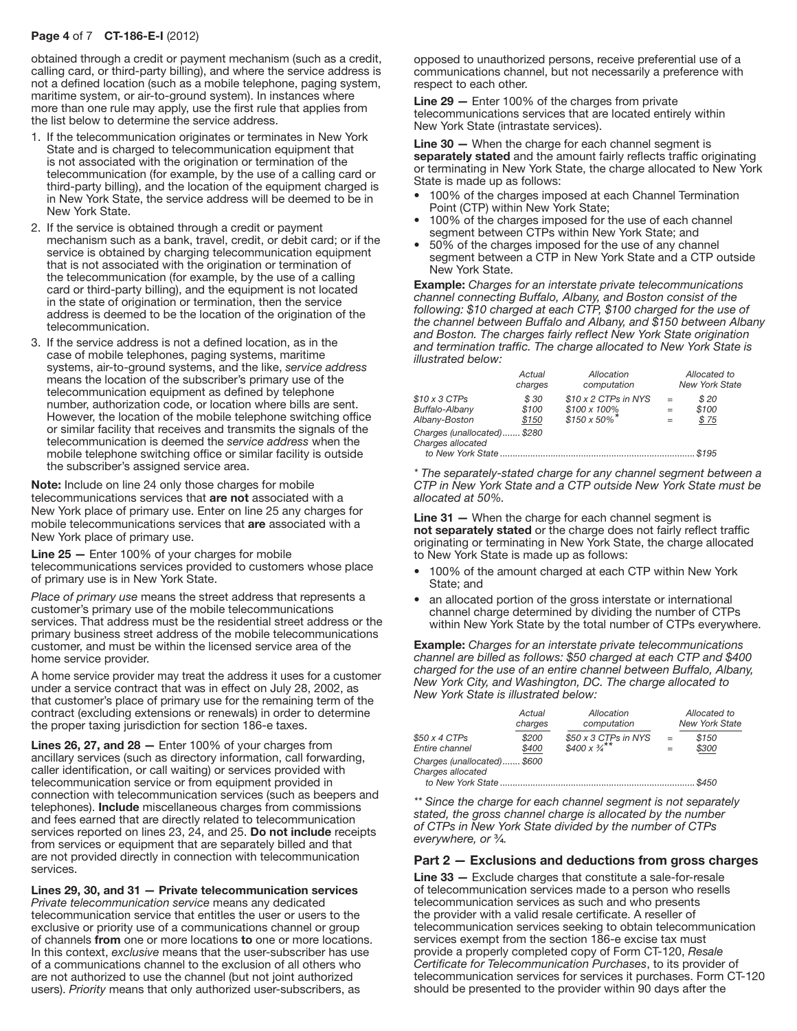obtained through a credit or payment mechanism (such as a credit, calling card, or third-party billing), and where the service address is not a defined location (such as a mobile telephone, paging system, maritime system, or air-to-ground system). In instances where more than one rule may apply, use the first rule that applies from the list below to determine the service address.

1. If the telecommunication originates or terminates in New York State and is charged to telecommunication equipment that is not associated with the origination or termination of the telecommunication (for example, by the use of a calling card or third-party billing), and the location of the equipment charged is in New York State, the service address will be deemed to be in New York State.
2. If the service is obtained through a credit or payment mechanism such as a bank, travel, credit, or debit card; or if the service is obtained by charging telecommunication equipment that is not associated with the origination or termination of the telecommunication (for example, by the use of a calling card or third-party billing), and the equipment is not located in the state of origination or termination, then the service address is deemed to be the location of the origination of the telecommunication.
3. If the service address is not a defined location, as in the case of mobile telephones, paging systems, maritime systems, air-to-ground systems, and the like, *service address* means the location of the subscriber's primary use of the telecommunication equipment as defined by telephone number, authorization code, or location where bills are sent. However, the location of the mobile telephone switching office or similar facility that receives and transmits the signals of the telecommunication is deemed the *service address* when the mobile telephone switching office or similar facility is outside the subscriber's assigned service area.

**Note:** Include on line 24 only those charges for mobile telecommunications services that **are not** associated with a New York place of primary use. Enter on line 25 any charges for mobile telecommunications services that **are** associated with a New York place of primary use.

**Line 25 —** Enter 100% of your charges for mobile telecommunications services provided to customers whose place of primary use is in New York State.

*Place of primary use* means the street address that represents a customer's primary use of the mobile telecommunications services. That address must be the residential street address or the primary business street address of the mobile telecommunications customer, and must be within the licensed service area of the home service provider.

A home service provider may treat the address it uses for a customer under a service contract that was in effect on July 28, 2002, as that customer's place of primary use for the remaining term of the contract (excluding extensions or renewals) in order to determine the proper taxing jurisdiction for section 186-e taxes.

**Lines 26, 27, and 28 —** Enter 100% of your charges from ancillary services (such as directory information, call forwarding, caller identification, or call waiting) or services provided with telecommunication service or from equipment provided in connection with telecommunication services (such as beepers and telephones). **Include** miscellaneous charges from commissions and fees earned that are directly related to telecommunication services reported on lines 23, 24, and 25. **Do not include** receipts from services or equipment that are separately billed and that are not provided directly in connection with telecommunication services.

**Lines 29, 30, and 31 — Private telecommunication services**
*Private telecommunication service* means any dedicated telecommunication service that entitles the user or users to the exclusive or priority use of a communications channel or group of channels **from** one or more locations **to** one or more locations. In this context, *exclusive* means that the user-subscriber has use of a communications channel to the exclusion of all others who are not authorized to use the channel (but not joint authorized users). *Priority* means that only authorized user-subscribers, as opposed to unauthorized persons, receive preferential use of a communications channel, but not necessarily a preference with respect to each other.

**Line 29 —** Enter 100% of the charges from private telecommunications services that are located entirely within New York State (intrastate services).

**Line 30 —** When the charge for each channel segment is **separately stated** and the amount fairly reflects traffic originating or terminating in New York State, the charge allocated to New York State is made up as follows:

- 100% of the charges imposed at each Channel Termination Point (CTP) within New York State;
- 100% of the charges imposed for the use of each channel segment between CTPs within New York State; and
- 50% of the charges imposed for the use of any channel segment between a CTP in New York State and a CTP outside New York State.

**Example:** *Charges for an interstate private telecommunications channel connecting Buffalo, Albany, and Boston consist of the following: $10 charged at each CTP, $100 charged for the use of the channel between Buffalo and Albany, and $150 between Albany and Boston. The charges fairly reflect New York State origination and termination traffic. The charge allocated to New York State is illustrated below:*

| | *Actual charges* | *Allocation computation* | | *Allocated to New York State* |
|---|---|---|---|---|
| *$10 x 3 CTPs* | *$ 30* | *$10 x 2 CTPs in NYS* | = | *$ 20* |
| *Buffalo-Albany* | *$100* | *$100 x 100%* | = | *$100* |
| *Albany-Boston* | *$150* | *$150 x 50%\** | = | *$ 75* |
| *Charges (unallocated)* | *$280* | | | |
| *Charges allocated to New York State* | | | | *$195* |

*\* The separately-stated charge for any channel segment between a CTP in New York State and a CTP outside New York State must be allocated at 50%.*

**Line 31 —** When the charge for each channel segment is **not separately stated** or the charge does not fairly reflect traffic originating or terminating in New York State, the charge allocated to New York State is made up as follows:

- 100% of the amount charged at each CTP within New York State; and
- an allocated portion of the gross interstate or international channel charge determined by dividing the number of CTPs within New York State by the total number of CTPs everywhere.

**Example:** *Charges for an interstate private telecommunications channel are billed as follows: $50 charged at each CTP and $400 charged for the use of an entire channel between Buffalo, Albany, New York City, and Washington, DC. The charge allocated to New York State is illustrated below:*

| | *Actual charges* | *Allocation computation* | | *Allocated to New York State* |
|---|---|---|---|---|
| *$50 x 4 CTPs* | *$200* | *$50 x 3 CTPs in NYS* | = | *$150* |
| *Entire channel* | *$400* | *$400 x ¾\*\** | = | *$300* |
| *Charges (unallocated)* | *$600* | | | |
| *Charges allocated to New York State* | | | | *$450* |

*\*\* Since the charge for each channel segment is not separately stated, the gross channel charge is allocated by the number of CTPs in New York State divided by the number of CTPs everywhere, or ¾.*

## Part 2 — Exclusions and deductions from gross charges

**Line 33 —** Exclude charges that constitute a sale-for-resale of telecommunication services made to a person who resells telecommunication services as such and who presents the provider with a valid resale certificate. A reseller of telecommunication services seeking to obtain telecommunication services exempt from the section 186-e excise tax must provide a properly completed copy of Form CT-120, *Resale Certificate for Telecommunication Purchases*, to its provider of telecommunication services for services it purchases. Form CT-120 should be presented to the provider within 90 days after the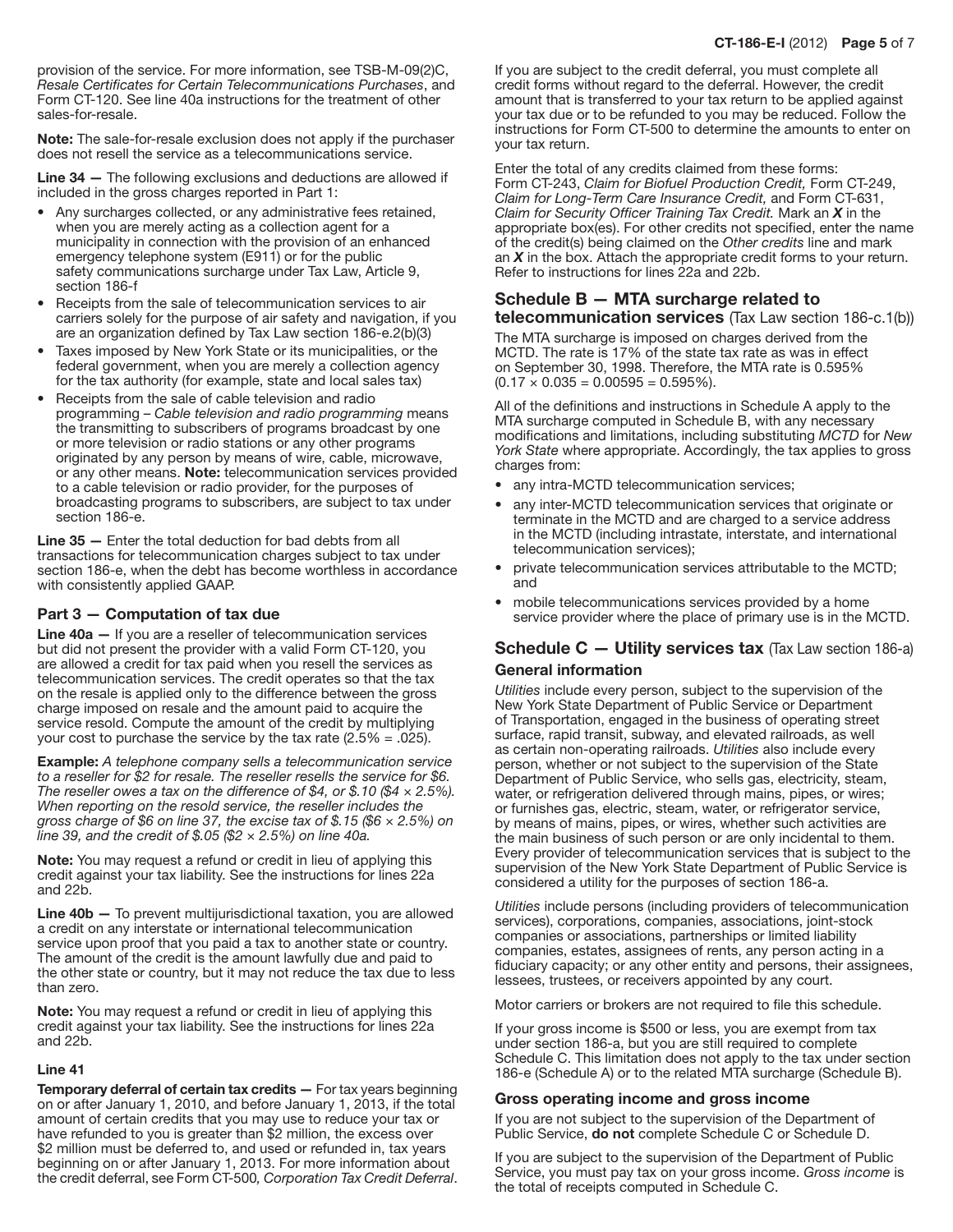provision of the service. For more information, see TSB-M-09(2)C, *Resale Certificates for Certain Telecommunications Purchases*, and Form CT-120. See line 40a instructions for the treatment of other sales-for-resale.

**Note:** The sale-for-resale exclusion does not apply if the purchaser does not resell the service as a telecommunications service.

**Line 34 —** The following exclusions and deductions are allowed if included in the gross charges reported in Part 1:

- Any surcharges collected, or any administrative fees retained, when you are merely acting as a collection agent for a municipality in connection with the provision of an enhanced emergency telephone system (E911) or for the public safety communications surcharge under Tax Law, Article 9, section 186-f
- Receipts from the sale of telecommunication services to air carriers solely for the purpose of air safety and navigation, if you are an organization defined by Tax Law section 186-e.2(b)(3)
- Taxes imposed by New York State or its municipalities, or the federal government, when you are merely a collection agency for the tax authority (for example, state and local sales tax)
- Receipts from the sale of cable television and radio programming – *Cable television and radio programming* means the transmitting to subscribers of programs broadcast by one or more television or radio stations or any other programs originated by any person by means of wire, cable, microwave, or any other means. **Note:** telecommunication services provided to a cable television or radio provider, for the purposes of broadcasting programs to subscribers, are subject to tax under section 186-e.

**Line 35 —** Enter the total deduction for bad debts from all transactions for telecommunication charges subject to tax under section 186-e, when the debt has become worthless in accordance with consistently applied GAAP.

### Part 3 — Computation of tax due

**Line 40a —** If you are a reseller of telecommunication services but did not present the provider with a valid Form CT-120, you are allowed a credit for tax paid when you resell the services as telecommunication services. The credit operates so that the tax on the resale is applied only to the difference between the gross charge imposed on resale and the amount paid to acquire the service resold. Compute the amount of the credit by multiplying your cost to purchase the service by the tax rate (2.5% = .025).

**Example:** *A telephone company sells a telecommunication service to a reseller for $2 for resale. The reseller resells the service for $6. The reseller owes a tax on the difference of $4, or $.10 ($4 × 2.5%). When reporting on the resold service, the reseller includes the gross charge of $6 on line 37, the excise tax of $.15 ($6 × 2.5%) on line 39, and the credit of $.05 ($2 × 2.5%) on line 40a.*

**Note:** You may request a refund or credit in lieu of applying this credit against your tax liability. See the instructions for lines 22a and 22b.

**Line 40b —** To prevent multijurisdictional taxation, you are allowed a credit on any interstate or international telecommunication service upon proof that you paid a tax to another state or country. The amount of the credit is the amount lawfully due and paid to the other state or country, but it may not reduce the tax due to less than zero.

**Note:** You may request a refund or credit in lieu of applying this credit against your tax liability. See the instructions for lines 22a and 22b.

**Line 41**

**Temporary deferral of certain tax credits —** For tax years beginning on or after January 1, 2010, and before January 1, 2013, if the total amount of certain credits that you may use to reduce your tax or have refunded to you is greater than $2 million, the excess over $2 million must be deferred to, and used or refunded in, tax years beginning on or after January 1, 2013. For more information about the credit deferral, see Form CT-500*, Corporation Tax Credit Deferral*.

If you are subject to the credit deferral, you must complete all credit forms without regard to the deferral. However, the credit amount that is transferred to your tax return to be applied against your tax due or to be refunded to you may be reduced. Follow the instructions for Form CT-500 to determine the amounts to enter on your tax return.

Enter the total of any credits claimed from these forms: Form CT-243, *Claim for Biofuel Production Credit,* Form CT-249, *Claim for Long-Term Care Insurance Credit,* and Form CT-631, *Claim for Security Officer Training Tax Credit.* Mark an ***X*** in the appropriate box(es). For other credits not specified, enter the name of the credit(s) being claimed on the *Other credits* line and mark an ***X*** in the box. Attach the appropriate credit forms to your return. Refer to instructions for lines 22a and 22b.

## Schedule B — MTA surcharge related to telecommunication services (Tax Law section 186-c.1(b))

The MTA surcharge is imposed on charges derived from the MCTD. The rate is 17% of the state tax rate as was in effect on September 30, 1998. Therefore, the MTA rate is 0.595% (0.17 × 0.035 = 0.00595 = 0.595%).

All of the definitions and instructions in Schedule A apply to the MTA surcharge computed in Schedule B, with any necessary modifications and limitations, including substituting *MCTD* for *New York State* where appropriate. Accordingly, the tax applies to gross charges from:

- any intra-MCTD telecommunication services;
- any inter-MCTD telecommunication services that originate or terminate in the MCTD and are charged to a service address in the MCTD (including intrastate, interstate, and international telecommunication services);
- private telecommunication services attributable to the MCTD; and
- mobile telecommunications services provided by a home service provider where the place of primary use is in the MCTD.

## Schedule C — Utility services tax (Tax Law section 186-a)

### General information

*Utilities* include every person, subject to the supervision of the New York State Department of Public Service or Department of Transportation, engaged in the business of operating street surface, rapid transit, subway, and elevated railroads, as well as certain non-operating railroads. *Utilities* also include every person, whether or not subject to the supervision of the State Department of Public Service, who sells gas, electricity, steam, water, or refrigeration delivered through mains, pipes, or wires; or furnishes gas, electric, steam, water, or refrigerator service, by means of mains, pipes, or wires, whether such activities are the main business of such person or are only incidental to them. Every provider of telecommunication services that is subject to the supervision of the New York State Department of Public Service is considered a utility for the purposes of section 186-a.

*Utilities* include persons (including providers of telecommunication services), corporations, companies, associations, joint-stock companies or associations, partnerships or limited liability companies, estates, assignees of rents, any person acting in a fiduciary capacity; or any other entity and persons, their assignees, lessees, trustees, or receivers appointed by any court.

Motor carriers or brokers are not required to file this schedule.

If your gross income is $500 or less, you are exempt from tax under section 186-a, but you are still required to complete Schedule C. This limitation does not apply to the tax under section 186-e (Schedule A) or to the related MTA surcharge (Schedule B).

### Gross operating income and gross income

If you are not subject to the supervision of the Department of Public Service, **do not** complete Schedule C or Schedule D.

If you are subject to the supervision of the Department of Public Service, you must pay tax on your gross income. *Gross income* is the total of receipts computed in Schedule C.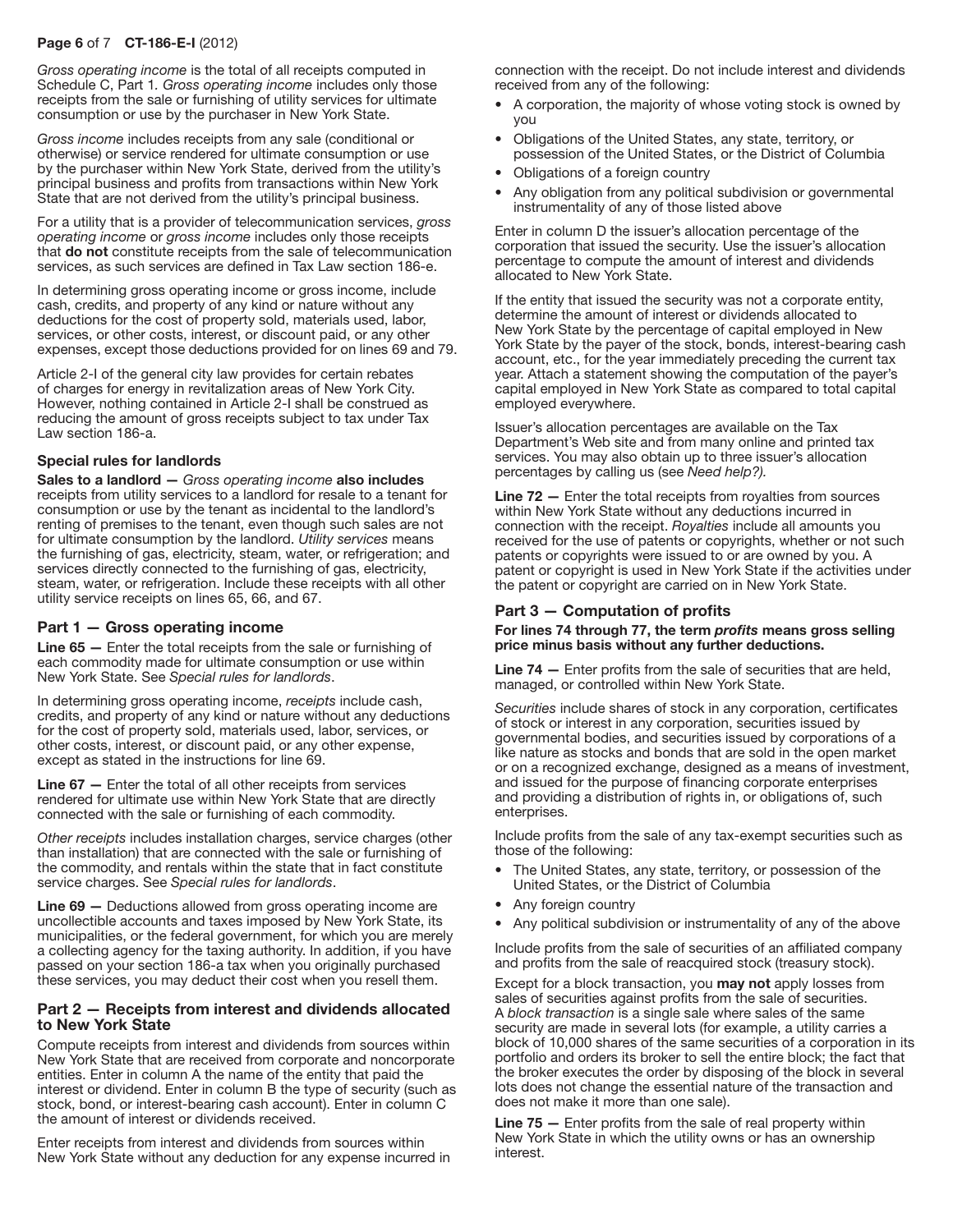*Gross operating income* is the total of all receipts computed in Schedule C, Part 1. *Gross operating income* includes only those receipts from the sale or furnishing of utility services for ultimate consumption or use by the purchaser in New York State.

*Gross income* includes receipts from any sale (conditional or otherwise) or service rendered for ultimate consumption or use by the purchaser within New York State, derived from the utility's principal business and profits from transactions within New York State that are not derived from the utility's principal business.

For a utility that is a provider of telecommunication services, *gross operating income* or *gross income* includes only those receipts that **do not** constitute receipts from the sale of telecommunication services, as such services are defined in Tax Law section 186-e.

In determining gross operating income or gross income, include cash, credits, and property of any kind or nature without any deductions for the cost of property sold, materials used, labor, services, or other costs, interest, or discount paid, or any other expenses, except those deductions provided for on lines 69 and 79.

Article 2-I of the general city law provides for certain rebates of charges for energy in revitalization areas of New York City. However, nothing contained in Article 2-I shall be construed as reducing the amount of gross receipts subject to tax under Tax Law section 186-a.

### Special rules for landlords

**Sales to a landlord —** *Gross operating income* **also includes** receipts from utility services to a landlord for resale to a tenant for consumption or use by the tenant as incidental to the landlord's renting of premises to the tenant, even though such sales are not for ultimate consumption by the landlord. *Utility services* means the furnishing of gas, electricity, steam, water, or refrigeration; and services directly connected to the furnishing of gas, electricity, steam, water, or refrigeration. Include these receipts with all other utility service receipts on lines 65, 66, and 67.

## Part 1 — Gross operating income

**Line 65 —** Enter the total receipts from the sale or furnishing of each commodity made for ultimate consumption or use within New York State. See *Special rules for landlords*.

In determining gross operating income, *receipts* include cash, credits, and property of any kind or nature without any deductions for the cost of property sold, materials used, labor, services, or other costs, interest, or discount paid, or any other expense, except as stated in the instructions for line 69.

**Line 67 —** Enter the total of all other receipts from services rendered for ultimate use within New York State that are directly connected with the sale or furnishing of each commodity.

*Other receipts* includes installation charges, service charges (other than installation) that are connected with the sale or furnishing of the commodity, and rentals within the state that in fact constitute service charges. See *Special rules for landlords*.

**Line 69 —** Deductions allowed from gross operating income are uncollectible accounts and taxes imposed by New York State, its municipalities, or the federal government, for which you are merely a collecting agency for the taxing authority. In addition, if you have passed on your section 186-a tax when you originally purchased these services, you may deduct their cost when you resell them.

## Part 2 — Receipts from interest and dividends allocated to New York State

Compute receipts from interest and dividends from sources within New York State that are received from corporate and noncorporate entities. Enter in column A the name of the entity that paid the interest or dividend. Enter in column B the type of security (such as stock, bond, or interest-bearing cash account). Enter in column C the amount of interest or dividends received.

Enter receipts from interest and dividends from sources within New York State without any deduction for any expense incurred in connection with the receipt. Do not include interest and dividends received from any of the following:

- A corporation, the majority of whose voting stock is owned by you
- Obligations of the United States, any state, territory, or possession of the United States, or the District of Columbia
- Obligations of a foreign country
- Any obligation from any political subdivision or governmental instrumentality of any of those listed above

Enter in column D the issuer's allocation percentage of the corporation that issued the security. Use the issuer's allocation percentage to compute the amount of interest and dividends allocated to New York State.

If the entity that issued the security was not a corporate entity, determine the amount of interest or dividends allocated to New York State by the percentage of capital employed in New York State by the payer of the stock, bonds, interest-bearing cash account, etc., for the year immediately preceding the current tax year. Attach a statement showing the computation of the payer's capital employed in New York State as compared to total capital employed everywhere.

Issuer's allocation percentages are available on the Tax Department's Web site and from many online and printed tax services. You may also obtain up to three issuer's allocation percentages by calling us (see *Need help?)*.

**Line 72 —** Enter the total receipts from royalties from sources within New York State without any deductions incurred in connection with the receipt. *Royalties* include all amounts you received for the use of patents or copyrights, whether or not such patents or copyrights were issued to or are owned by you. A patent or copyright is used in New York State if the activities under the patent or copyright are carried on in New York State.

## Part 3 — Computation of profits

**For lines 74 through 77, the term *profits* means gross selling price minus basis without any further deductions.**

**Line 74 —** Enter profits from the sale of securities that are held, managed, or controlled within New York State.

*Securities* include shares of stock in any corporation, certificates of stock or interest in any corporation, securities issued by governmental bodies, and securities issued by corporations of a like nature as stocks and bonds that are sold in the open market or on a recognized exchange, designed as a means of investment, and issued for the purpose of financing corporate enterprises and providing a distribution of rights in, or obligations of, such enterprises.

Include profits from the sale of any tax-exempt securities such as those of the following:

- The United States, any state, territory, or possession of the United States, or the District of Columbia
- Any foreign country
- Any political subdivision or instrumentality of any of the above

Include profits from the sale of securities of an affiliated company and profits from the sale of reacquired stock (treasury stock).

Except for a block transaction, you **may not** apply losses from sales of securities against profits from the sale of securities. A *block transaction* is a single sale where sales of the same security are made in several lots (for example, a utility carries a block of 10,000 shares of the same securities of a corporation in its portfolio and orders its broker to sell the entire block; the fact that the broker executes the order by disposing of the block in several lots does not change the essential nature of the transaction and does not make it more than one sale).

**Line 75 —** Enter profits from the sale of real property within New York State in which the utility owns or has an ownership interest.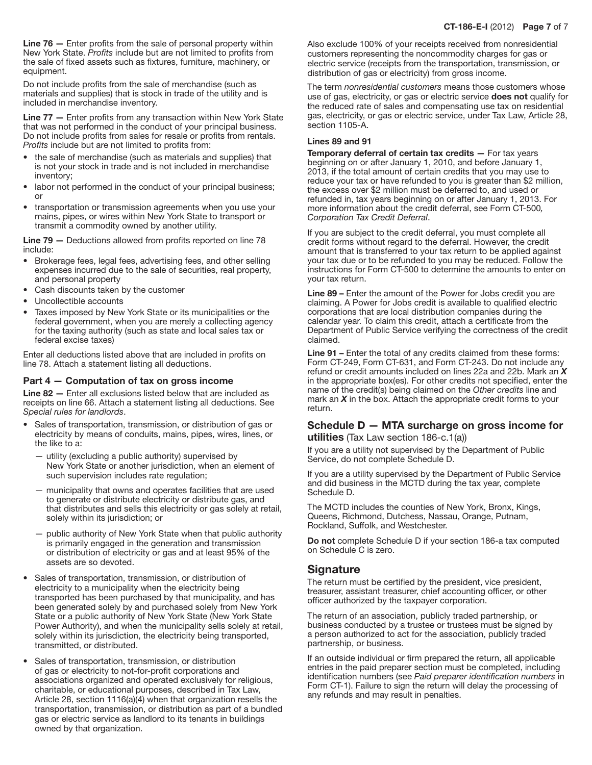**Line 76 —** Enter profits from the sale of personal property within New York State. *Profits* include but are not limited to profits from the sale of fixed assets such as fixtures, furniture, machinery, or equipment.

Do not include profits from the sale of merchandise (such as materials and supplies) that is stock in trade of the utility and is included in merchandise inventory.

**Line 77 —** Enter profits from any transaction within New York State that was not performed in the conduct of your principal business. Do not include profits from sales for resale or profits from rentals. *Profits* include but are not limited to profits from:

- the sale of merchandise (such as materials and supplies) that is not your stock in trade and is not included in merchandise inventory;
- labor not performed in the conduct of your principal business; or
- transportation or transmission agreements when you use your mains, pipes, or wires within New York State to transport or transmit a commodity owned by another utility.

**Line 79 —** Deductions allowed from profits reported on line 78 include:

- Brokerage fees, legal fees, advertising fees, and other selling expenses incurred due to the sale of securities, real property, and personal property
- Cash discounts taken by the customer
- Uncollectible accounts
- Taxes imposed by New York State or its municipalities or the federal government, when you are merely a collecting agency for the taxing authority (such as state and local sales tax or federal excise taxes)

Enter all deductions listed above that are included in profits on line 78. Attach a statement listing all deductions.

### Part 4 — Computation of tax on gross income

**Line 82 —** Enter all exclusions listed below that are included as receipts on line 66. Attach a statement listing all deductions. See *Special rules for landlords*.

- Sales of transportation, transmission, or distribution of gas or electricity by means of conduits, mains, pipes, wires, lines, or the like to a:
  - utility (excluding a public authority) supervised by New York State or another jurisdiction, when an element of such supervision includes rate regulation;
  - municipality that owns and operates facilities that are used to generate or distribute electricity or distribute gas, and that distributes and sells this electricity or gas solely at retail, solely within its jurisdiction; or
  - public authority of New York State when that public authority is primarily engaged in the generation and transmission or distribution of electricity or gas and at least 95% of the assets are so devoted.
- Sales of transportation, transmission, or distribution of electricity to a municipality when the electricity being transported has been purchased by that municipality, and has been generated solely by and purchased solely from New York State or a public authority of New York State (New York State Power Authority), and when the municipality sells solely at retail, solely within its jurisdiction, the electricity being transported, transmitted, or distributed.
- Sales of transportation, transmission, or distribution of gas or electricity to not-for-profit corporations and associations organized and operated exclusively for religious, charitable, or educational purposes, described in Tax Law, Article 28, section 1116(a)(4) when that organization resells the transportation, transmission, or distribution as part of a bundled gas or electric service as landlord to its tenants in buildings owned by that organization.

Also exclude 100% of your receipts received from nonresidential customers representing the noncommodity charges for gas or electric service (receipts from the transportation, transmission, or distribution of gas or electricity) from gross income.

The term *nonresidential customers* means those customers whose use of gas, electricity, or gas or electric service **does not** qualify for the reduced rate of sales and compensating use tax on residential gas, electricity, or gas or electric service, under Tax Law, Article 28, section 1105-A.

**Lines 89 and 91**

**Temporary deferral of certain tax credits —** For tax years beginning on or after January 1, 2010, and before January 1, 2013, if the total amount of certain credits that you may use to reduce your tax or have refunded to you is greater than $2 million, the excess over $2 million must be deferred to, and used or refunded in, tax years beginning on or after January 1, 2013. For more information about the credit deferral, see Form CT-500*, Corporation Tax Credit Deferral*.

If you are subject to the credit deferral, you must complete all credit forms without regard to the deferral. However, the credit amount that is transferred to your tax return to be applied against your tax due or to be refunded to you may be reduced. Follow the instructions for Form CT-500 to determine the amounts to enter on your tax return.

**Line 89 –** Enter the amount of the Power for Jobs credit you are claiming. A Power for Jobs credit is available to qualified electric corporations that are local distribution companies during the calendar year. To claim this credit, attach a certificate from the Department of Public Service verifying the correctness of the credit claimed.

**Line 91 –** Enter the total of any credits claimed from these forms: Form CT-249, Form CT-631, and Form CT-243. Do not include any refund or credit amounts included on lines 22a and 22b. Mark an ***X*** in the appropriate box(es). For other credits not specified, enter the name of the credit(s) being claimed on the *Other credits* line and mark an ***X*** in the box. Attach the appropriate credit forms to your return.

### Schedule D — MTA surcharge on gross income for utilities (Tax Law section 186-c.1(a))

If you are a utility not supervised by the Department of Public Service, do not complete Schedule D.

If you are a utility supervised by the Department of Public Service and did business in the MCTD during the tax year, complete Schedule D.

The MCTD includes the counties of New York, Bronx, Kings, Queens, Richmond, Dutchess, Nassau, Orange, Putnam, Rockland, Suffolk, and Westchester.

**Do not** complete Schedule D if your section 186-a tax computed on Schedule C is zero.

## Signature

The return must be certified by the president, vice president, treasurer, assistant treasurer, chief accounting officer, or other officer authorized by the taxpayer corporation.

The return of an association, publicly traded partnership, or business conducted by a trustee or trustees must be signed by a person authorized to act for the association, publicly traded partnership, or business.

If an outside individual or firm prepared the return, all applicable entries in the paid preparer section must be completed, including identification numbers (see *Paid preparer identification numbers* in Form CT-1). Failure to sign the return will delay the processing of any refunds and may result in penalties.